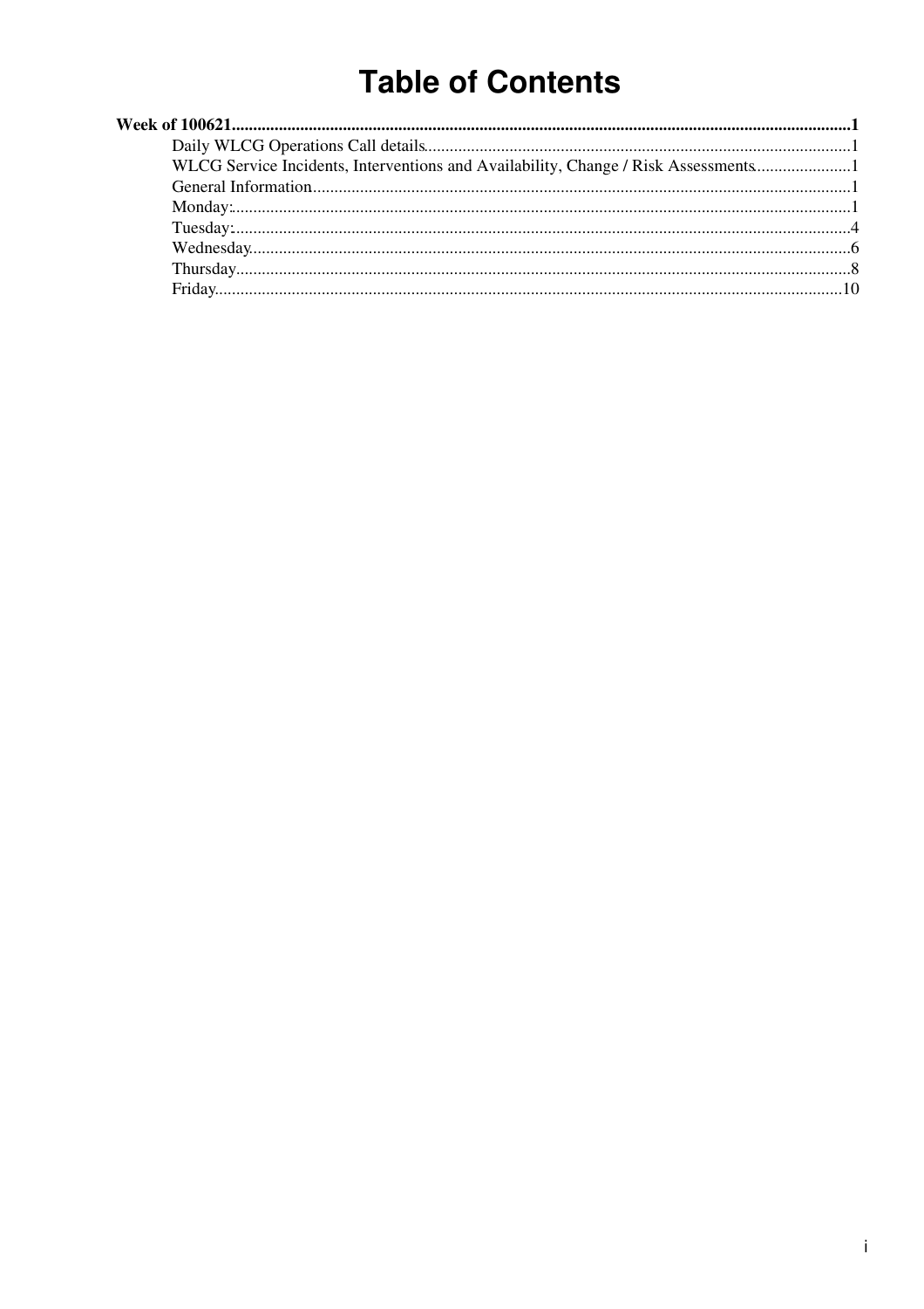# Table of Contents

**Week of 100621**........................................................................................................................................**1**

- Daily WLCG Operations Call details..................................................................................................1
- WLCG Service Incidents, Interventions and Availability, Change / Risk Assessments......................1
- General Information............................................................................................................................1
- Monday:...............................................................................................................................................1
- Tuesday:..............................................................................................................................................4
- Wednesday..........................................................................................................................................6
- Thursday.............................................................................................................................................8
- Friday.................................................................................................................................................10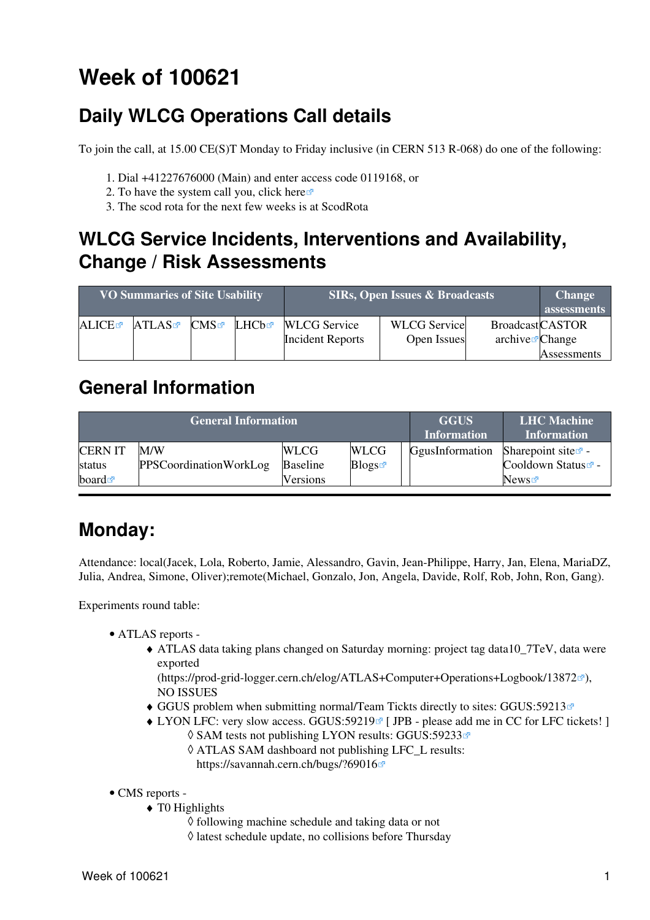# Week of 100621

## Daily WLCG Operations Call details

To join the call, at 15.00 CE(S)T Monday to Friday inclusive (in CERN 513 R-068) do one of the following:

1. Dial +41227676000 (Main) and enter access code 0119168, or
2. To have the system call you, click here
3. The scod rota for the next few weeks is at ScodRota

## WLCG Service Incidents, Interventions and Availability, Change / Risk Assessments

| VO Summaries of Site Usability | | | | SIRs, Open Issues & Broadcasts | | | Change assessments |
|---|---|---|---|---|---|---|---|
| ALICE | ATLAS | CMS | LHCb | WLCG Service Incident Reports | WLCG Service Open Issues | Broadcast archive | CASTOR Change Assessments |

## General Information

| General Information | | | | | GGUS Information | LHC Machine Information |
|---|---|---|---|---|---|---|
| CERN IT status board | M/W PPSCoordinationWorkLog | WLCG Baseline Versions | WLCG Blogs | | GgusInformation | Sharepoint site - Cooldown Status - News |

---

# Monday:

Attendance: local(Jacek, Lola, Roberto, Jamie, Alessandro, Gavin, Jean-Philippe, Harry, Jan, Elena, MariaDZ, Julia, Andrea, Simone, Oliver);remote(Michael, Gonzalo, Jon, Angela, Davide, Rolf, Rob, John, Ron, Gang).

Experiments round table:

- ATLAS reports -
  - ATLAS data taking plans changed on Saturday morning: project tag data10_7TeV, data were exported (https://prod-grid-logger.cern.ch/elog/ATLAS+Computer+Operations+Logbook/13872), NO ISSUES
  - GGUS problem when submitting normal/Team Tickts directly to sites: GGUS:59213
  - LYON LFC: very slow access. GGUS:59219 [ JPB - please add me in CC for LFC tickets! ]
    - SAM tests not publishing LYON results: GGUS:59233
    - ATLAS SAM dashboard not publishing LFC_L results: https://savannah.cern.ch/bugs/?69016
- CMS reports -
  - T0 Highlights
    - following machine schedule and taking data or not
    - latest schedule update, no collisions before Thursday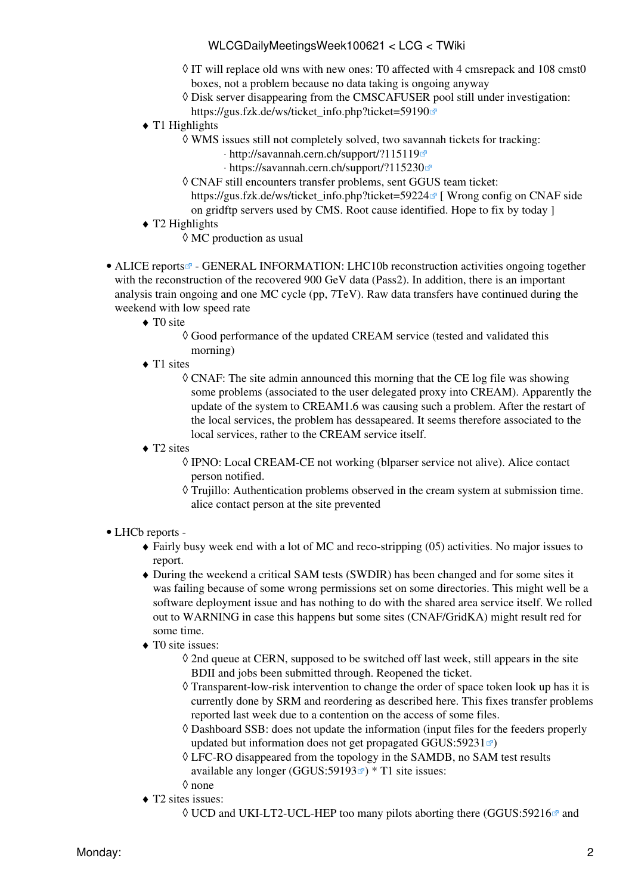- IT will replace old wns with new ones: T0 affected with 4 cmsrepack and 108 cmst0 boxes, not a problem because no data taking is ongoing anyway
        - Disk server disappearing from the CMSCAFUSER pool still under investigation: https://gus.fzk.de/ws/ticket_info.php?ticket=59190
    - T1 Highlights
        - WMS issues still not completely solved, two savannah tickets for tracking:
            - http://savannah.cern.ch/support/?115119
            - https://savannah.cern.ch/support/?115230
        - CNAF still encounters transfer problems, sent GGUS team ticket: https://gus.fzk.de/ws/ticket_info.php?ticket=59224 [ Wrong config on CNAF side on gridftp servers used by CMS. Root cause identified. Hope to fix by today ]
    - T2 Highlights
        - MC production as usual

- ALICE reports - GENERAL INFORMATION: LHC10b reconstruction activities ongoing together with the reconstruction of the recovered 900 GeV data (Pass2). In addition, there is an important analysis train ongoing and one MC cycle (pp, 7TeV). Raw data transfers have continued during the weekend with low speed rate
    - T0 site
        - Good performance of the updated CREAM service (tested and validated this morning)
    - T1 sites
        - CNAF: The site admin announced this morning that the CE log file was showing some problems (associated to the user delegated proxy into CREAM). Apparently the update of the system to CREAM1.6 was causing such a problem. After the restart of the local services, the problem has dessapeared. It seems therefore associated to the local services, rather to the CREAM service itself.
    - T2 sites
        - IPNO: Local CREAM-CE not working (blparser service not alive). Alice contact person notified.
        - Trujillo: Authentication problems observed in the cream system at submission time. alice contact person at the site prevented

- LHCb reports -
    - Fairly busy week end with a lot of MC and reco-stripping (05) activities. No major issues to report.
    - During the weekend a critical SAM tests (SWDIR) has been changed and for some sites it was failing because of some wrong permissions set on some directories. This might well be a software deployment issue and has nothing to do with the shared area service itself. We rolled out to WARNING in case this happens but some sites (CNAF/GridKA) might result red for some time.
    - T0 site issues:
        - 2nd queue at CERN, supposed to be switched off last week, still appears in the site BDII and jobs been submitted through. Reopened the ticket.
        - Transparent-low-risk intervention to change the order of space token look up has it is currently done by SRM and reordering as described here. This fixes transfer problems reported last week due to a contention on the access of some files.
        - Dashboard SSB: does not update the information (input files for the feeders properly updated but information does not get propagated GGUS:59231)
        - LFC-RO disappeared from the topology in the SAMDB, no SAM test results available any longer (GGUS:59193) * T1 site issues:
        - none
    - T2 sites issues:
        - UCD and UKI-LT2-UCL-HEP too many pilots aborting there (GGUS:59216 and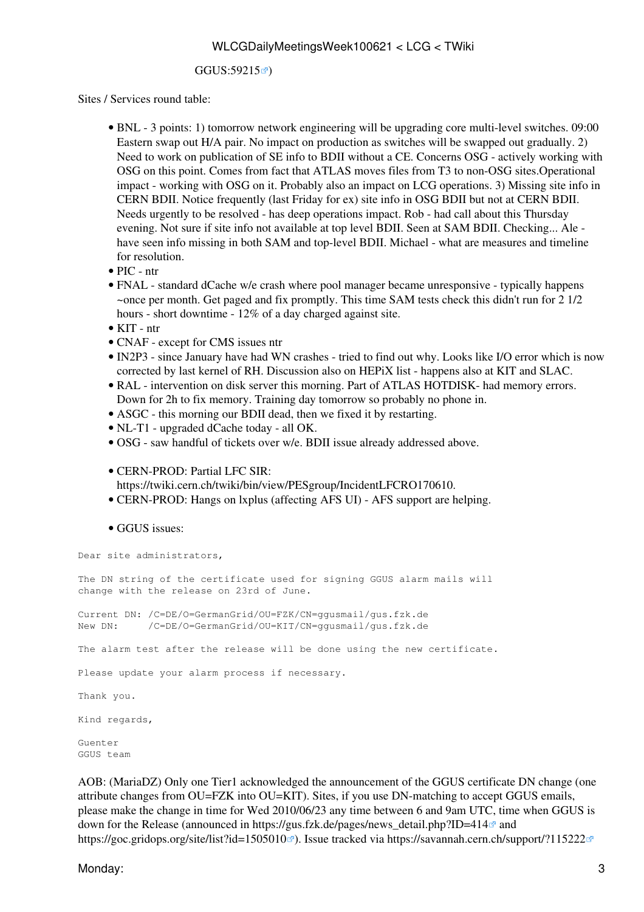GGUS:59215)

Sites / Services round table:

- BNL - 3 points: 1) tomorrow network engineering will be upgrading core multi-level switches. 09:00 Eastern swap out H/A pair. No impact on production as switches will be swapped out gradually. 2) Need to work on publication of SE info to BDII without a CE. Concerns OSG - actively working with OSG on this point. Comes from fact that ATLAS moves files from T3 to non-OSG sites.Operational impact - working with OSG on it. Probably also an impact on LCG operations. 3) Missing site info in CERN BDII. Notice frequently (last Friday for ex) site info in OSG BDII but not at CERN BDII. Needs urgently to be resolved - has deep operations impact. Rob - had call about this Thursday evening. Not sure if site info not available at top level BDII. Seen at SAM BDII. Checking... Ale - have seen info missing in both SAM and top-level BDII. Michael - what are measures and timeline for resolution.
- PIC - ntr
- FNAL - standard dCache w/e crash where pool manager became unresponsive - typically happens ~once per month. Get paged and fix promptly. This time SAM tests check this didn't run for 2 1/2 hours - short downtime - 12% of a day charged against site.
- KIT - ntr
- CNAF - except for CMS issues ntr
- IN2P3 - since January have had WN crashes - tried to find out why. Looks like I/O error which is now corrected by last kernel of RH. Discussion also on HEPiX list - happens also at KIT and SLAC.
- RAL - intervention on disk server this morning. Part of ATLAS HOTDISK- had memory errors. Down for 2h to fix memory. Training day tomorrow so probably no phone in.
- ASGC - this morning our BDII dead, then we fixed it by restarting.
- NL-T1 - upgraded dCache today - all OK.
- OSG - saw handful of tickets over w/e. BDII issue already addressed above.

- CERN-PROD: Partial LFC SIR: https://twiki.cern.ch/twiki/bin/view/PESgroup/IncidentLFCRO170610.
- CERN-PROD: Hangs on lxplus (affecting AFS UI) - AFS support are helping.

- GGUS issues:

```
Dear site administrators,

The DN string of the certificate used for signing GGUS alarm mails will
change with the release on 23rd of June.

Current DN: /C=DE/O=GermanGrid/OU=FZK/CN=ggusmail/gus.fzk.de
New DN:     /C=DE/O=GermanGrid/OU=KIT/CN=ggusmail/gus.fzk.de

The alarm test after the release will be done using the new certificate.

Please update your alarm process if necessary.

Thank you.

Kind regards,

Guenter
GGUS team
```

AOB: (MariaDZ) Only one Tier1 acknowledged the announcement of the GGUS certificate DN change (one attribute changes from OU=FZK into OU=KIT). Sites, if you use DN-matching to accept GGUS emails, please make the change in time for Wed 2010/06/23 any time between 6 and 9am UTC, time when GGUS is down for the Release (announced in https://gus.fzk.de/pages/news_detail.php?ID=414 and https://goc.gridops.org/site/list?id=1505010). Issue tracked via https://savannah.cern.ch/support/?115222

Monday: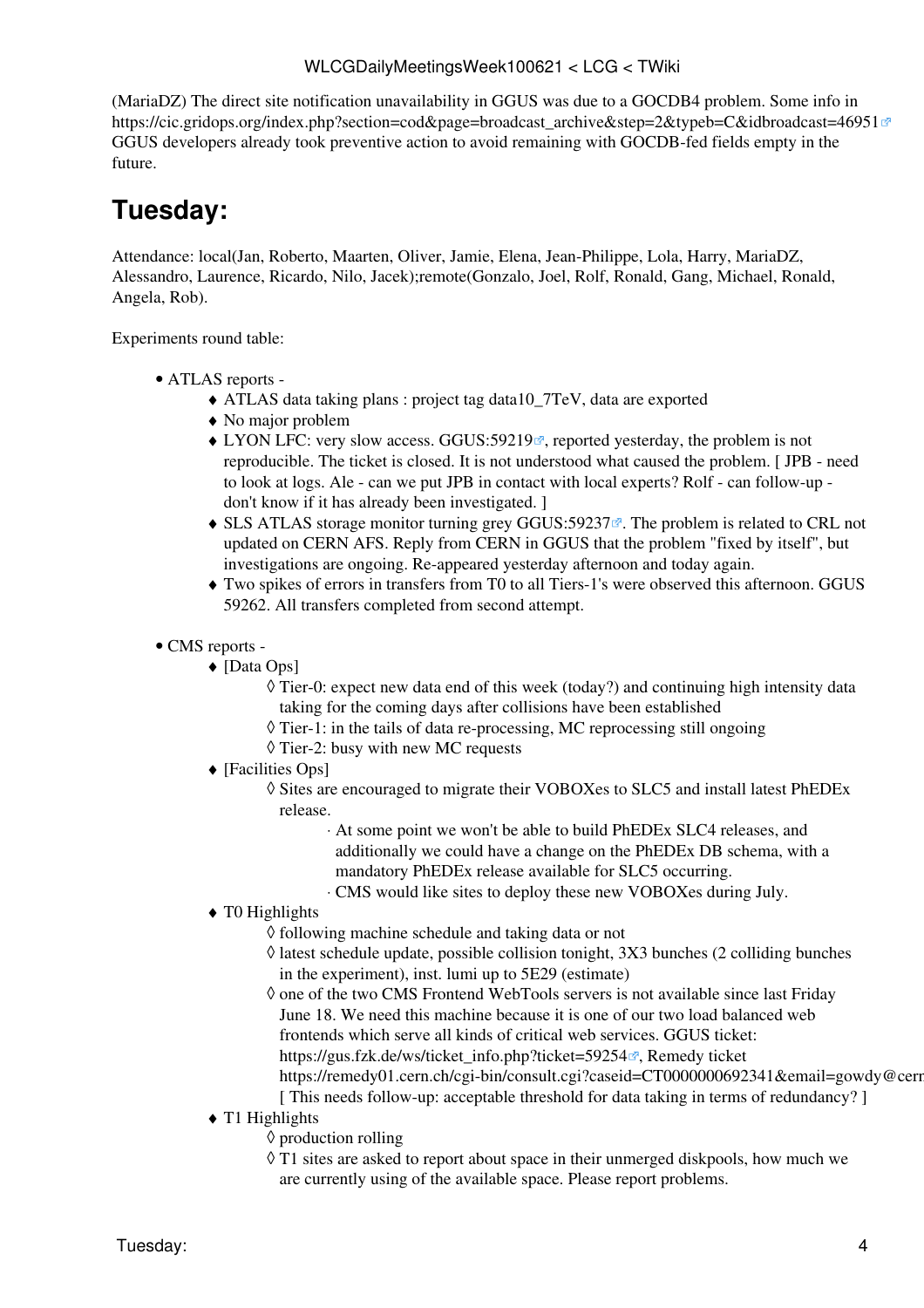(MariaDZ) The direct site notification unavailability in GGUS was due to a GOCDB4 problem. Some info in https://cic.gridops.org/index.php?section=cod&page=broadcast_archive&step=2&typeb=C&idbroadcast=46951 GGUS developers already took preventive action to avoid remaining with GOCDB-fed fields empty in the future.

# Tuesday:

Attendance: local(Jan, Roberto, Maarten, Oliver, Jamie, Elena, Jean-Philippe, Lola, Harry, MariaDZ, Alessandro, Laurence, Ricardo, Nilo, Jacek);remote(Gonzalo, Joel, Rolf, Ronald, Gang, Michael, Ronald, Angela, Rob).

Experiments round table:

- ATLAS reports -
    - ATLAS data taking plans : project tag data10_7TeV, data are exported
    - No major problem
    - LYON LFC: very slow access. GGUS:59219, reported yesterday, the problem is not reproducible. The ticket is closed. It is not understood what caused the problem. [ JPB - need to look at logs. Ale - can we put JPB in contact with local experts? Rolf - can follow-up - don't know if it has already been investigated. ]
    - SLS ATLAS storage monitor turning grey GGUS:59237. The problem is related to CRL not updated on CERN AFS. Reply from CERN in GGUS that the problem "fixed by itself", but investigations are ongoing. Re-appeared yesterday afternoon and today again.
    - Two spikes of errors in transfers from T0 to all Tiers-1's were observed this afternoon. GGUS 59262. All transfers completed from second attempt.

- CMS reports -
    - [Data Ops]
        - Tier-0: expect new data end of this week (today?) and continuing high intensity data taking for the coming days after collisions have been established
        - Tier-1: in the tails of data re-processing, MC reprocessing still ongoing
        - Tier-2: busy with new MC requests
    - [Facilities Ops]
        - Sites are encouraged to migrate their VOBOXes to SLC5 and install latest PhEDEx release.
            - At some point we won't be able to build PhEDEx SLC4 releases, and additionally we could have a change on the PhEDEx DB schema, with a mandatory PhEDEx release available for SLC5 occurring.
            - CMS would like sites to deploy these new VOBOXes during July.
    - T0 Highlights
        - following machine schedule and taking data or not
        - latest schedule update, possible collision tonight, 3X3 bunches (2 colliding bunches in the experiment), inst. lumi up to 5E29 (estimate)
        - one of the two CMS Frontend WebTools servers is not available since last Friday June 18. We need this machine because it is one of our two load balanced web frontends which serve all kinds of critical web services. GGUS ticket: https://gus.fzk.de/ws/ticket_info.php?ticket=59254, Remedy ticket https://remedy01.cern.ch/cgi-bin/consult.cgi?caseid=CT0000000692341&email=gowdy@cern [ This needs follow-up: acceptable threshold for data taking in terms of redundancy? ]
    - T1 Highlights
        - production rolling
        - T1 sites are asked to report about space in their unmerged diskpools, how much we are currently using of the available space. Please report problems.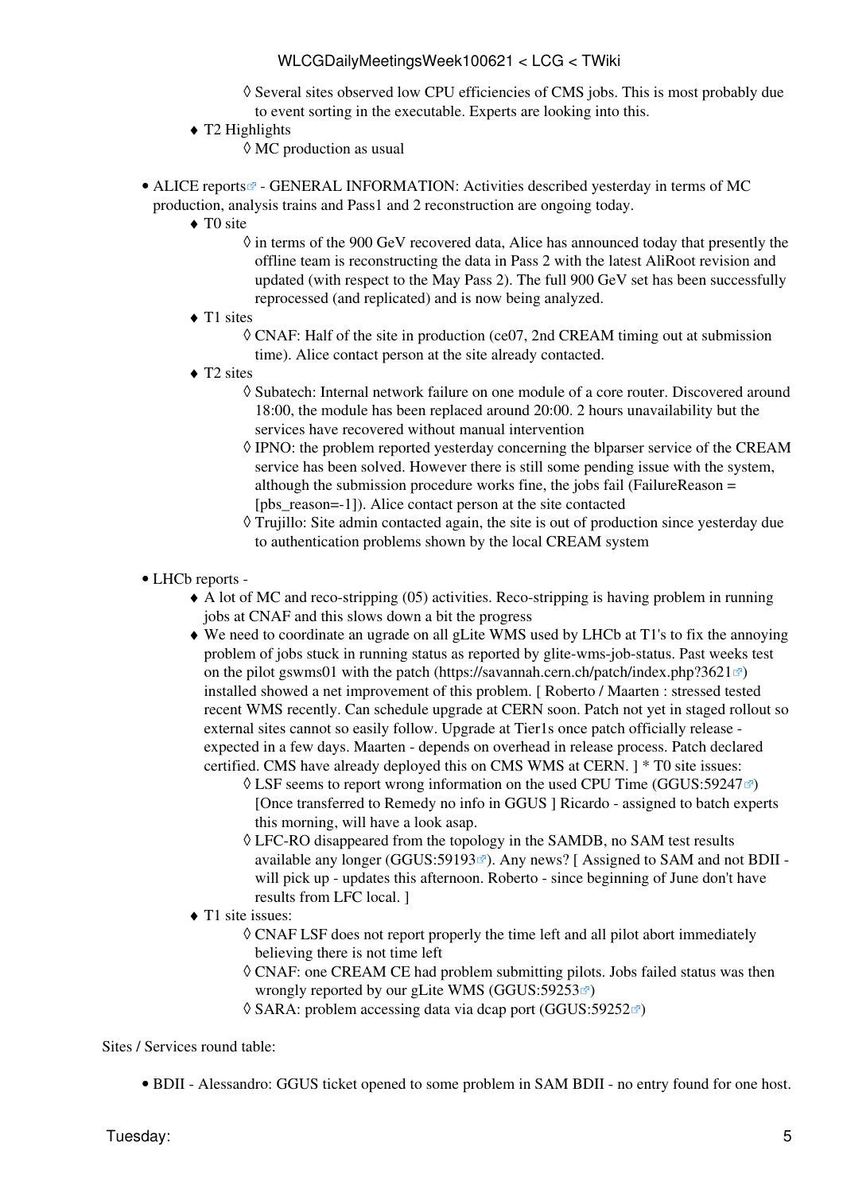- Several sites observed low CPU efficiencies of CMS jobs. This is most probably due to event sorting in the executable. Experts are looking into this.
    - T2 Highlights
        - MC production as usual

- ALICE reports - GENERAL INFORMATION: Activities described yesterday in terms of MC production, analysis trains and Pass1 and 2 reconstruction are ongoing today.
    - T0 site
        - in terms of the 900 GeV recovered data, Alice has announced today that presently the offline team is reconstructing the data in Pass 2 with the latest AliRoot revision and updated (with respect to the May Pass 2). The full 900 GeV set has been successfully reprocessed (and replicated) and is now being analyzed.
    - T1 sites
        - CNAF: Half of the site in production (ce07, 2nd CREAM timing out at submission time). Alice contact person at the site already contacted.
    - T2 sites
        - Subatech: Internal network failure on one module of a core router. Discovered around 18:00, the module has been replaced around 20:00. 2 hours unavailability but the services have recovered without manual intervention
        - IPNO: the problem reported yesterday concerning the blparser service of the CREAM service has been solved. However there is still some pending issue with the system, although the submission procedure works fine, the jobs fail (FailureReason = [pbs_reason=-1]). Alice contact person at the site contacted
        - Trujillo: Site admin contacted again, the site is out of production since yesterday due to authentication problems shown by the local CREAM system

- LHCb reports -
    - A lot of MC and reco-stripping (05) activities. Reco-stripping is having problem in running jobs at CNAF and this slows down a bit the progress
    - We need to coordinate an ugrade on all gLite WMS used by LHCb at T1's to fix the annoying problem of jobs stuck in running status as reported by glite-wms-job-status. Past weeks test on the pilot gswms01 with the patch (https://savannah.cern.ch/patch/index.php?3621) installed showed a net improvement of this problem. [ Roberto / Maarten : stressed tested recent WMS recently. Can schedule upgrade at CERN soon. Patch not yet in staged rollout so external sites cannot so easily follow. Upgrade at Tier1s once patch officially release - expected in a few days. Maarten - depends on overhead in release process. Patch declared certified. CMS have already deployed this on CMS WMS at CERN. ] * T0 site issues:
        - LSF seems to report wrong information on the used CPU Time (GGUS:59247) [Once transferred to Remedy no info in GGUS ] Ricardo - assigned to batch experts this morning, will have a look asap.
        - LFC-RO disappeared from the topology in the SAMDB, no SAM test results available any longer (GGUS:59193). Any news? [ Assigned to SAM and not BDII - will pick up - updates this afternoon. Roberto - since beginning of June don't have results from LFC local. ]
    - T1 site issues:
        - CNAF LSF does not report properly the time left and all pilot abort immediately believing there is not time left
        - CNAF: one CREAM CE had problem submitting pilots. Jobs failed status was then wrongly reported by our gLite WMS (GGUS:59253)
        - SARA: problem accessing data via dcap port (GGUS:59252)

Sites / Services round table:

- BDII - Alessandro: GGUS ticket opened to some problem in SAM BDII - no entry found for one host.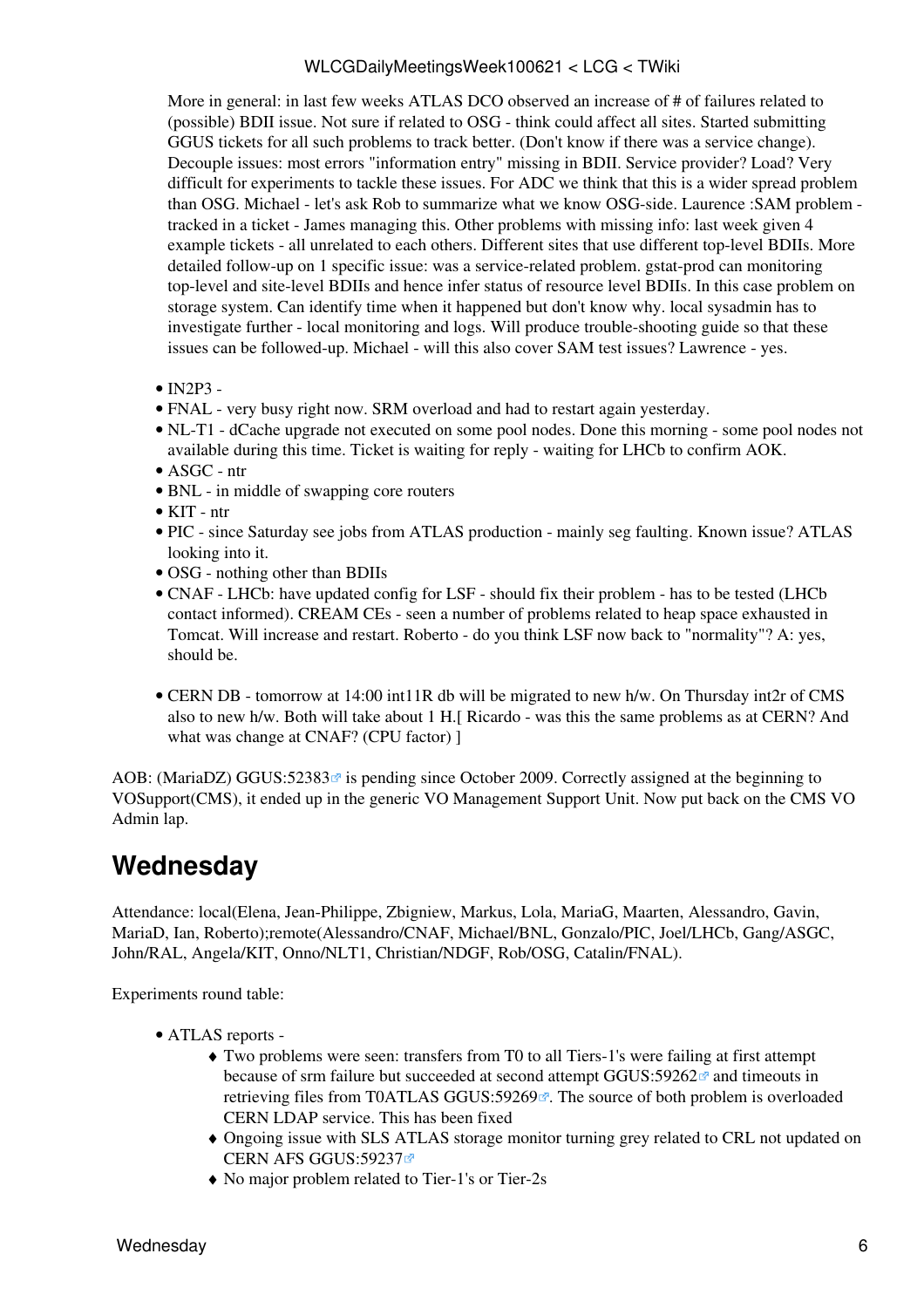More in general: in last few weeks ATLAS DCO observed an increase of # of failures related to (possible) BDII issue. Not sure if related to OSG - think could affect all sites. Started submitting GGUS tickets for all such problems to track better. (Don't know if there was a service change). Decouple issues: most errors "information entry" missing in BDII. Service provider? Load? Very difficult for experiments to tackle these issues. For ADC we think that this is a wider spread problem than OSG. Michael - let's ask Rob to summarize what we know OSG-side. Laurence :SAM problem - tracked in a ticket - James managing this. Other problems with missing info: last week given 4 example tickets - all unrelated to each others. Different sites that use different top-level BDIIs. More detailed follow-up on 1 specific issue: was a service-related problem. gstat-prod can monitoring top-level and site-level BDIIs and hence infer status of resource level BDIIs. In this case problem on storage system. Can identify time when it happened but don't know why. local sysadmin has to investigate further - local monitoring and logs. Will produce trouble-shooting guide so that these issues can be followed-up. Michael - will this also cover SAM test issues? Lawrence - yes.

- IN2P3 -
- FNAL - very busy right now. SRM overload and had to restart again yesterday.
- NL-T1 - dCache upgrade not executed on some pool nodes. Done this morning - some pool nodes not available during this time. Ticket is waiting for reply - waiting for LHCb to confirm AOK.
- ASGC - ntr
- BNL - in middle of swapping core routers
- KIT - ntr
- PIC - since Saturday see jobs from ATLAS production - mainly seg faulting. Known issue? ATLAS looking into it.
- OSG - nothing other than BDIIs
- CNAF - LHCb: have updated config for LSF - should fix their problem - has to be tested (LHCb contact informed). CREAM CEs - seen a number of problems related to heap space exhausted in Tomcat. Will increase and restart. Roberto - do you think LSF now back to "normality"? A: yes, should be.

- CERN DB - tomorrow at 14:00 int11R db will be migrated to new h/w. On Thursday int2r of CMS also to new h/w. Both will take about 1 H.[ Ricardo - was this the same problems as at CERN? And what was change at CNAF? (CPU factor) ]

AOB: (MariaDZ) GGUS:52383 is pending since October 2009. Correctly assigned at the beginning to VOSupport(CMS), it ended up in the generic VO Management Support Unit. Now put back on the CMS VO Admin lap.

## Wednesday

Attendance: local(Elena, Jean-Philippe, Zbigniew, Markus, Lola, MariaG, Maarten, Alessandro, Gavin, MariaD, Ian, Roberto);remote(Alessandro/CNAF, Michael/BNL, Gonzalo/PIC, Joel/LHCb, Gang/ASGC, John/RAL, Angela/KIT, Onno/NLT1, Christian/NDGF, Rob/OSG, Catalin/FNAL).

Experiments round table:

- ATLAS reports -
    - Two problems were seen: transfers from T0 to all Tiers-1's were failing at first attempt because of srm failure but succeeded at second attempt GGUS:59262 and timeouts in retrieving files from T0ATLAS GGUS:59269. The source of both problem is overloaded CERN LDAP service. This has been fixed
    - Ongoing issue with SLS ATLAS storage monitor turning grey related to CRL not updated on CERN AFS GGUS:59237
    - No major problem related to Tier-1's or Tier-2s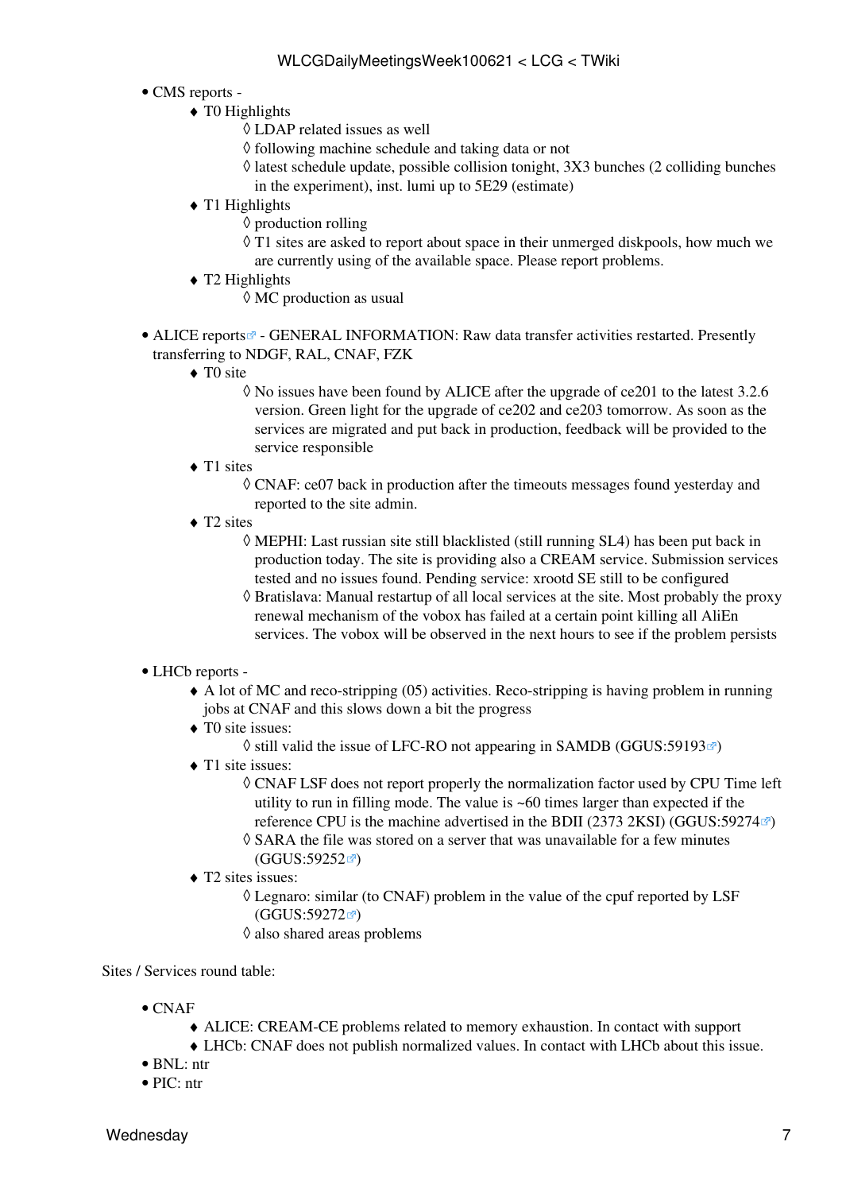- CMS reports -
  - T0 Highlights
    - LDAP related issues as well
    - following machine schedule and taking data or not
    - latest schedule update, possible collision tonight, 3X3 bunches (2 colliding bunches in the experiment), inst. lumi up to 5E29 (estimate)
  - T1 Highlights
    - production rolling
    - T1 sites are asked to report about space in their unmerged diskpools, how much we are currently using of the available space. Please report problems.
  - T2 Highlights
    - MC production as usual

- ALICE reports - GENERAL INFORMATION: Raw data transfer activities restarted. Presently transferring to NDGF, RAL, CNAF, FZK
  - T0 site
    - No issues have been found by ALICE after the upgrade of ce201 to the latest 3.2.6 version. Green light for the upgrade of ce202 and ce203 tomorrow. As soon as the services are migrated and put back in production, feedback will be provided to the service responsible
  - T1 sites
    - CNAF: ce07 back in production after the timeouts messages found yesterday and reported to the site admin.
  - T2 sites
    - MEPHI: Last russian site still blacklisted (still running SL4) has been put back in production today. The site is providing also a CREAM service. Submission services tested and no issues found. Pending service: xrootd SE still to be configured
    - Bratislava: Manual restartup of all local services at the site. Most probably the proxy renewal mechanism of the vobox has failed at a certain point killing all AliEn services. The vobox will be observed in the next hours to see if the problem persists

- LHCb reports -
  - A lot of MC and reco-stripping (05) activities. Reco-stripping is having problem in running jobs at CNAF and this slows down a bit the progress
  - T0 site issues:
    - still valid the issue of LFC-RO not appearing in SAMDB (GGUS:59193)
  - T1 site issues:
    - CNAF LSF does not report properly the normalization factor used by CPU Time left utility to run in filling mode. The value is ~60 times larger than expected if the reference CPU is the machine advertised in the BDII (2373 2KSI) (GGUS:59274)
    - SARA the file was stored on a server that was unavailable for a few minutes (GGUS:59252)
  - T2 sites issues:
    - Legnaro: similar (to CNAF) problem in the value of the cpuf reported by LSF (GGUS:59272)
    - also shared areas problems

Sites / Services round table:

- CNAF
  - ALICE: CREAM-CE problems related to memory exhaustion. In contact with support
  - LHCb: CNAF does not publish normalized values. In contact with LHCb about this issue.
- BNL: ntr
- PIC: ntr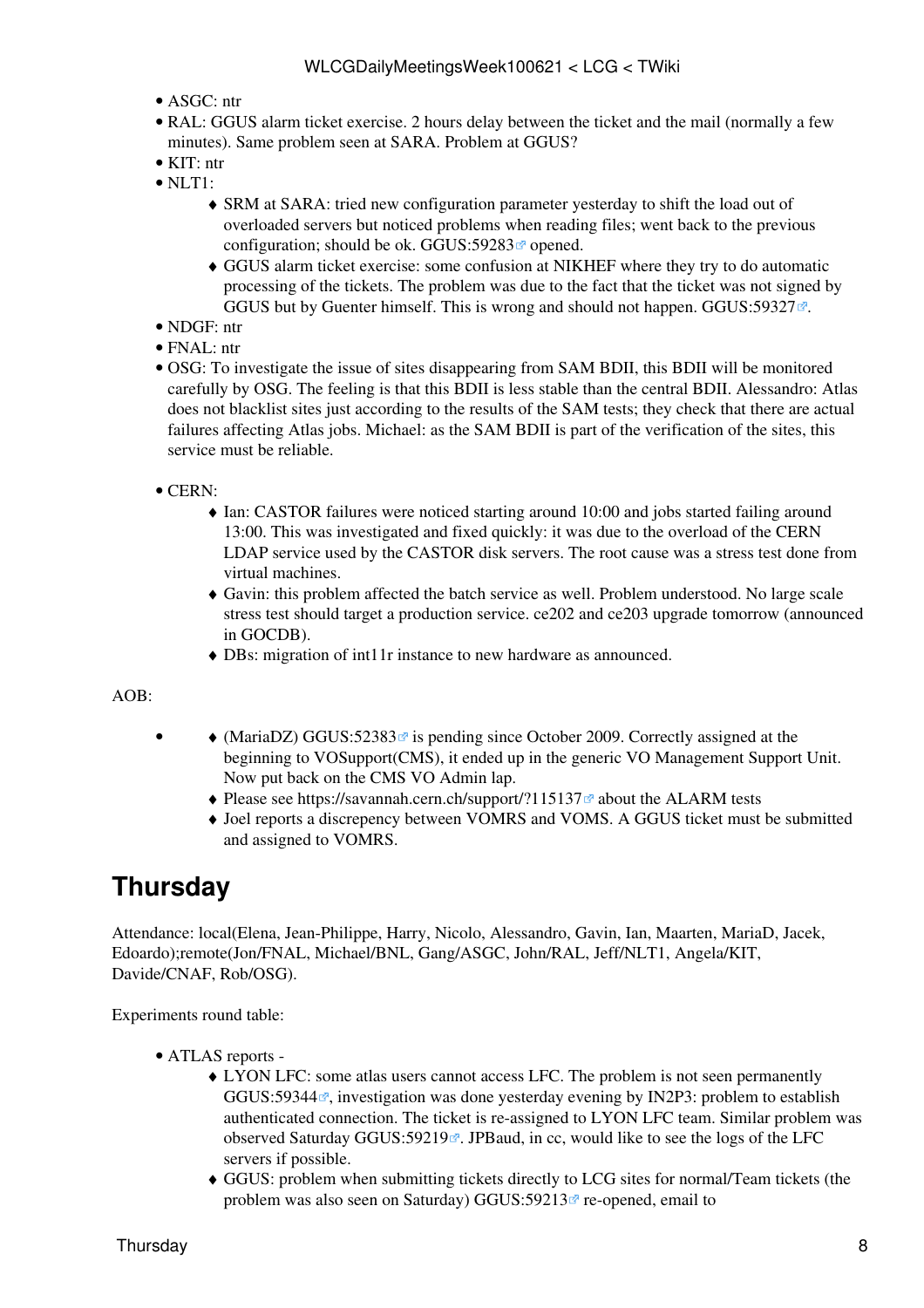- ASGC: ntr
- RAL: GGUS alarm ticket exercise. 2 hours delay between the ticket and the mail (normally a few minutes). Same problem seen at SARA. Problem at GGUS?
- KIT: ntr
- NLT1:
  - SRM at SARA: tried new configuration parameter yesterday to shift the load out of overloaded servers but noticed problems when reading files; went back to the previous configuration; should be ok. GGUS:59283 opened.
  - GGUS alarm ticket exercise: some confusion at NIKHEF where they try to do automatic processing of the tickets. The problem was due to the fact that the ticket was not signed by GGUS but by Guenter himself. This is wrong and should not happen. GGUS:59327.
- NDGF: ntr
- FNAL: ntr
- OSG: To investigate the issue of sites disappearing from SAM BDII, this BDII will be monitored carefully by OSG. The feeling is that this BDII is less stable than the central BDII. Alessandro: Atlas does not blacklist sites just according to the results of the SAM tests; they check that there are actual failures affecting Atlas jobs. Michael: as the SAM BDII is part of the verification of the sites, this service must be reliable.

- CERN:
  - Ian: CASTOR failures were noticed starting around 10:00 and jobs started failing around 13:00. This was investigated and fixed quickly: it was due to the overload of the CERN LDAP service used by the CASTOR disk servers. The root cause was a stress test done from virtual machines.
  - Gavin: this problem affected the batch service as well. Problem understood. No large scale stress test should target a production service. ce202 and ce203 upgrade tomorrow (announced in GOCDB).
  - DBs: migration of int11r instance to new hardware as announced.

AOB:

- 
  - (MariaDZ) GGUS:52383 is pending since October 2009. Correctly assigned at the beginning to VOSupport(CMS), it ended up in the generic VO Management Support Unit. Now put back on the CMS VO Admin lap.
  - Please see https://savannah.cern.ch/support/?115137 about the ALARM tests
  - Joel reports a discrepency between VOMRS and VOMS. A GGUS ticket must be submitted and assigned to VOMRS.

# Thursday

Attendance: local(Elena, Jean-Philippe, Harry, Nicolo, Alessandro, Gavin, Ian, Maarten, MariaD, Jacek, Edoardo);remote(Jon/FNAL, Michael/BNL, Gang/ASGC, John/RAL, Jeff/NLT1, Angela/KIT, Davide/CNAF, Rob/OSG).

Experiments round table:

- ATLAS reports -
  - LYON LFC: some atlas users cannot access LFC. The problem is not seen permanently GGUS:59344, investigation was done yesterday evening by IN2P3: problem to establish authenticated connection. The ticket is re-assigned to LYON LFC team. Similar problem was observed Saturday GGUS:59219. JPBaud, in cc, would like to see the logs of the LFC servers if possible.
  - GGUS: problem when submitting tickets directly to LCG sites for normal/Team tickets (the problem was also seen on Saturday) GGUS:59213 re-opened, email to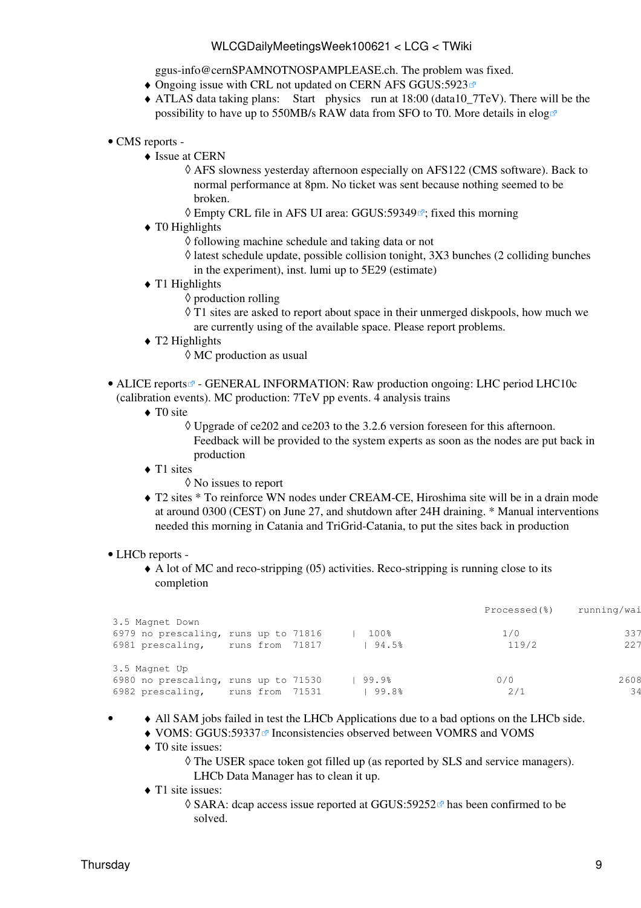ggus-info@cernSPAMNOTNOSPAMPLEASE.ch. The problem was fixed.
   - Ongoing issue with CRL not updated on CERN AFS GGUS:5923
   - ATLAS data taking plans: Start physics run at 18:00 (data10_7TeV). There will be the possibility to have up to 550MB/s RAW data from SFO to T0. More details in elog

- CMS reports -
   - Issue at CERN
      - AFS slowness yesterday afternoon especially on AFS122 (CMS software). Back to normal performance at 8pm. No ticket was sent because nothing seemed to be broken.
      - Empty CRL file in AFS UI area: GGUS:59349; fixed this morning
   - T0 Highlights
      - following machine schedule and taking data or not
      - latest schedule update, possible collision tonight, 3X3 bunches (2 colliding bunches in the experiment), inst. lumi up to 5E29 (estimate)
   - T1 Highlights
      - production rolling
      - T1 sites are asked to report about space in their unmerged diskpools, how much we are currently using of the available space. Please report problems.
   - T2 Highlights
      - MC production as usual

- ALICE reports - GENERAL INFORMATION: Raw production ongoing: LHC period LHC10c (calibration events). MC production: 7TeV pp events. 4 analysis trains
   - T0 site
      - Upgrade of ce202 and ce203 to the 3.2.6 version foreseen for this afternoon. Feedback will be provided to the system experts as soon as the nodes are put back in production
   - T1 sites
      - No issues to report
   - T2 sites * To reinforce WN nodes under CREAM-CE, Hiroshima site will be in a drain mode at around 0300 (CEST) on June 27, and shutdown after 24H draining. * Manual interventions needed this morning in Catania and TriGrid-Catania, to put the sites back in production

- LHCb reports -
   - A lot of MC and reco-stripping (05) activities. Reco-stripping is running close to its completion

```
                                                                Processed(%)    running/wai
3.5 Magnet Down
6979 no prescaling, runs up to 71816     |  100%                   1/0                  337
6981 prescaling,    runs from  71817      | 94.5%                   119/2                227

3.5 Magnet Up
6980 no prescaling, runs up to 71530     | 99.9%                  0/0                  2608
6982 prescaling,    runs from  71531      | 99.8%                   2/1                   34
```

-
   - All SAM jobs failed in test the LHCb Applications due to a bad options on the LHCb side.
   - VOMS: GGUS:59337 Inconsistencies observed between VOMRS and VOMS
   - T0 site issues:
      - The USER space token got filled up (as reported by SLS and service managers). LHCb Data Manager has to clean it up.
   - T1 site issues:
      - SARA: dcap access issue reported at GGUS:59252 has been confirmed to be solved.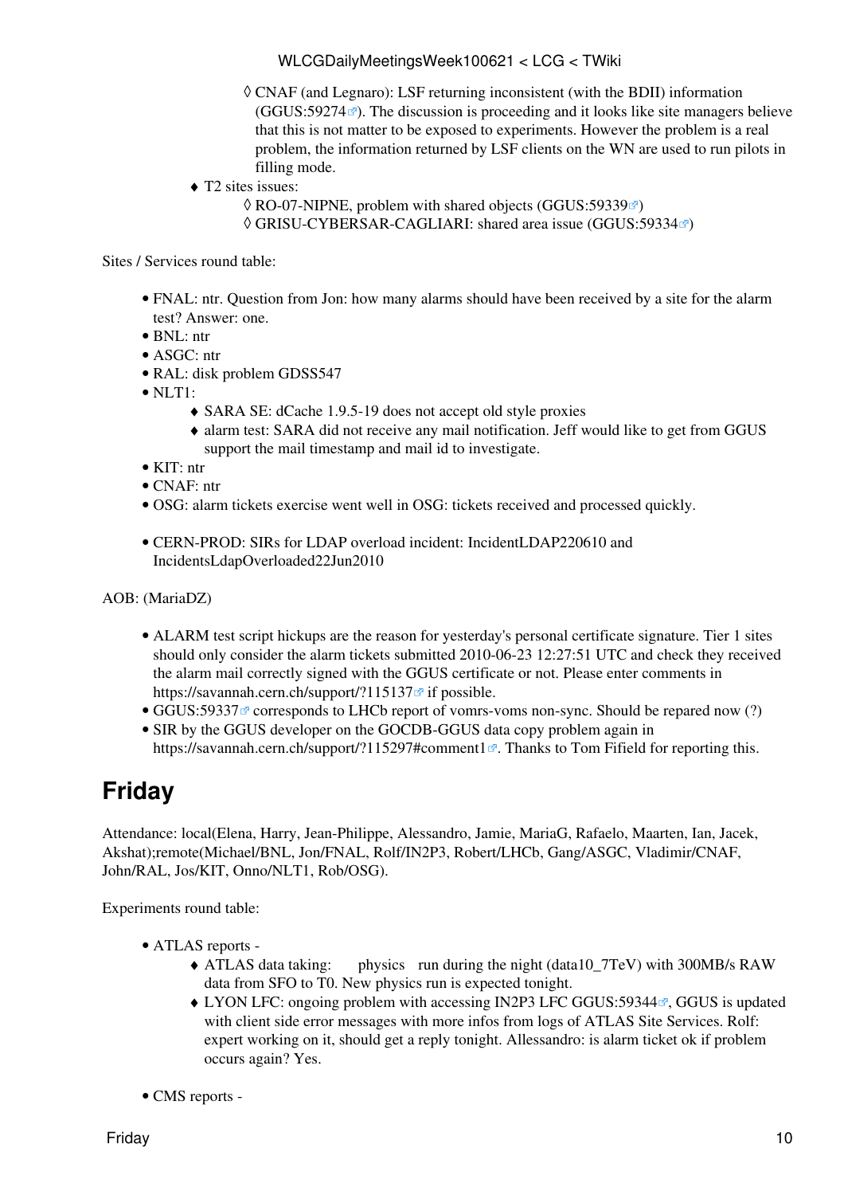- CNAF (and Legnaro): LSF returning inconsistent (with the BDII) information (GGUS:59274). The discussion is proceeding and it looks like site managers believe that this is not matter to be exposed to experiments. However the problem is a real problem, the information returned by LSF clients on the WN are used to run pilots in filling mode.
- T2 sites issues:
  - RO-07-NIPNE, problem with shared objects (GGUS:59339)
  - GRISU-CYBERSAR-CAGLIARI: shared area issue (GGUS:59334)

Sites / Services round table:

- FNAL: ntr. Question from Jon: how many alarms should have been received by a site for the alarm test? Answer: one.
- BNL: ntr
- ASGC: ntr
- RAL: disk problem GDSS547
- NLT1:
  - SARA SE: dCache 1.9.5-19 does not accept old style proxies
  - alarm test: SARA did not receive any mail notification. Jeff would like to get from GGUS support the mail timestamp and mail id to investigate.
- KIT: ntr
- CNAF: ntr
- OSG: alarm tickets exercise went well in OSG: tickets received and processed quickly.
- CERN-PROD: SIRs for LDAP overload incident: IncidentLDAP220610 and IncidentsLdapOverloaded22Jun2010

AOB: (MariaDZ)

- ALARM test script hickups are the reason for yesterday's personal certificate signature. Tier 1 sites should only consider the alarm tickets submitted 2010-06-23 12:27:51 UTC and check they received the alarm mail correctly signed with the GGUS certificate or not. Please enter comments in https://savannah.cern.ch/support/?115137 if possible.
- GGUS:59337 corresponds to LHCb report of vomrs-voms non-sync. Should be repared now (?)
- SIR by the GGUS developer on the GOCDB-GGUS data copy problem again in https://savannah.cern.ch/support/?115297#comment1. Thanks to Tom Fifield for reporting this.

# Friday

Attendance: local(Elena, Harry, Jean-Philippe, Alessandro, Jamie, MariaG, Rafaelo, Maarten, Ian, Jacek, Akshat);remote(Michael/BNL, Jon/FNAL, Rolf/IN2P3, Robert/LHCb, Gang/ASGC, Vladimir/CNAF, John/RAL, Jos/KIT, Onno/NLT1, Rob/OSG).

Experiments round table:

- ATLAS reports -
  - ATLAS data taking: physics run during the night (data10_7TeV) with 300MB/s RAW data from SFO to T0. New physics run is expected tonight.
  - LYON LFC: ongoing problem with accessing IN2P3 LFC GGUS:59344, GGUS is updated with client side error messages with more infos from logs of ATLAS Site Services. Rolf: expert working on it, should get a reply tonight. Allessandro: is alarm ticket ok if problem occurs again? Yes.
- CMS reports -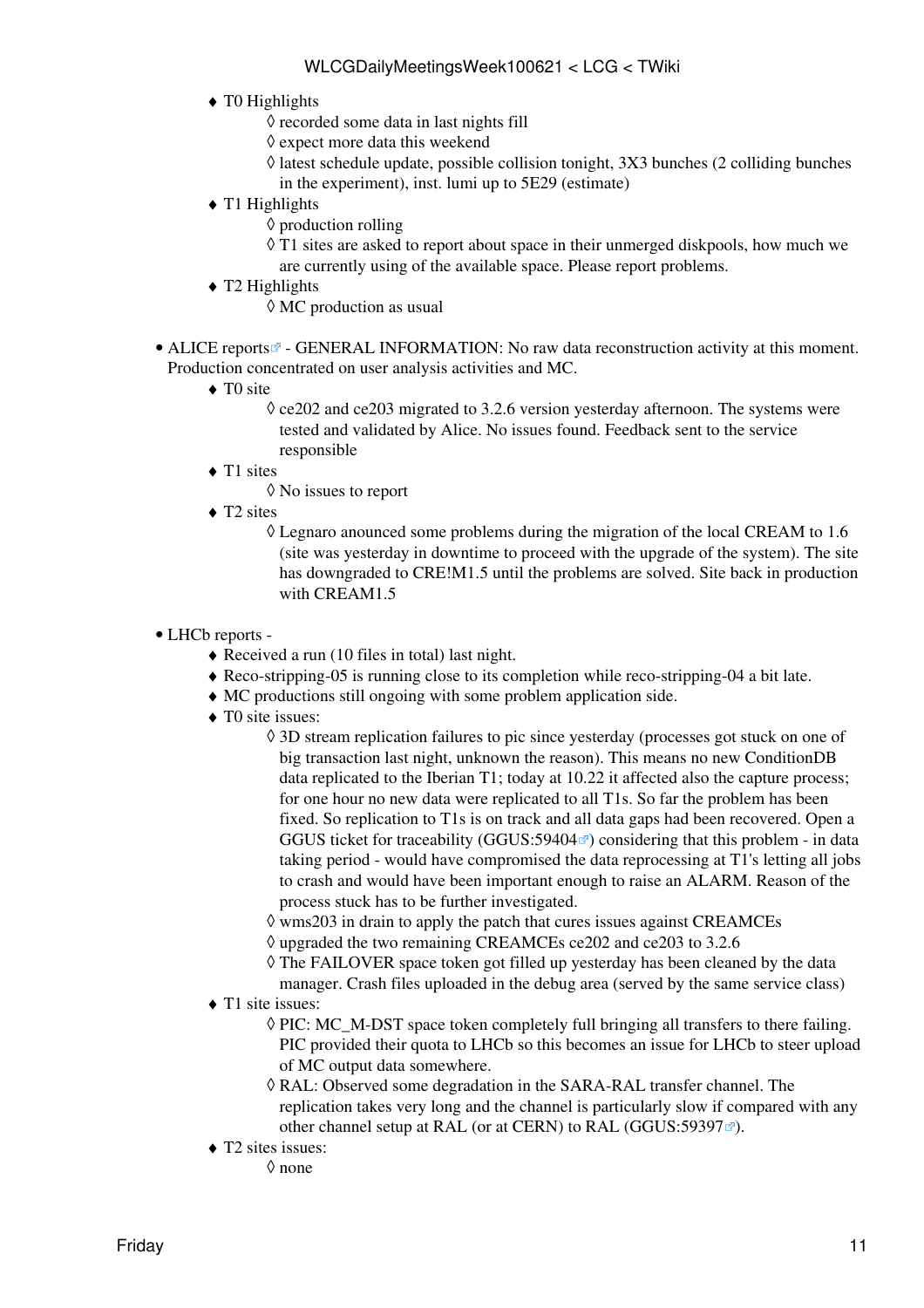- T0 Highlights
  - recorded some data in last nights fill
  - expect more data this weekend
  - latest schedule update, possible collision tonight, 3X3 bunches (2 colliding bunches in the experiment), inst. lumi up to 5E29 (estimate)
- T1 Highlights
  - production rolling
  - T1 sites are asked to report about space in their unmerged diskpools, how much we are currently using of the available space. Please report problems.
- T2 Highlights
  - MC production as usual

- ALICE reports - GENERAL INFORMATION: No raw data reconstruction activity at this moment. Production concentrated on user analysis activities and MC.
  - T0 site
    - ce202 and ce203 migrated to 3.2.6 version yesterday afternoon. The systems were tested and validated by Alice. No issues found. Feedback sent to the service responsible
  - T1 sites
    - No issues to report
  - T2 sites
    - Legnaro anounced some problems during the migration of the local CREAM to 1.6 (site was yesterday in downtime to proceed with the upgrade of the system). The site has downgraded to CRE!M1.5 until the problems are solved. Site back in production with CREAM1.5

- LHCb reports -
  - Received a run (10 files in total) last night.
  - Reco-stripping-05 is running close to its completion while reco-stripping-04 a bit late.
  - MC productions still ongoing with some problem application side.
  - T0 site issues:
    - 3D stream replication failures to pic since yesterday (processes got stuck on one of big transaction last night, unknown the reason). This means no new ConditionDB data replicated to the Iberian T1; today at 10.22 it affected also the capture process; for one hour no new data were replicated to all T1s. So far the problem has been fixed. So replication to T1s is on track and all data gaps had been recovered. Open a GGUS ticket for traceability (GGUS:59404) considering that this problem - in data taking period - would have compromised the data reprocessing at T1's letting all jobs to crash and would have been important enough to raise an ALARM. Reason of the process stuck has to be further investigated.
    - wms203 in drain to apply the patch that cures issues against CREAMCEs
    - upgraded the two remaining CREAMCEs ce202 and ce203 to 3.2.6
    - The FAILOVER space token got filled up yesterday has been cleaned by the data manager. Crash files uploaded in the debug area (served by the same service class)
  - T1 site issues:
    - PIC: MC_M-DST space token completely full bringing all transfers to there failing. PIC provided their quota to LHCb so this becomes an issue for LHCb to steer upload of MC output data somewhere.
    - RAL: Observed some degradation in the SARA-RAL transfer channel. The replication takes very long and the channel is particularly slow if compared with any other channel setup at RAL (or at CERN) to RAL (GGUS:59397).
  - T2 sites issues:
    - none

Friday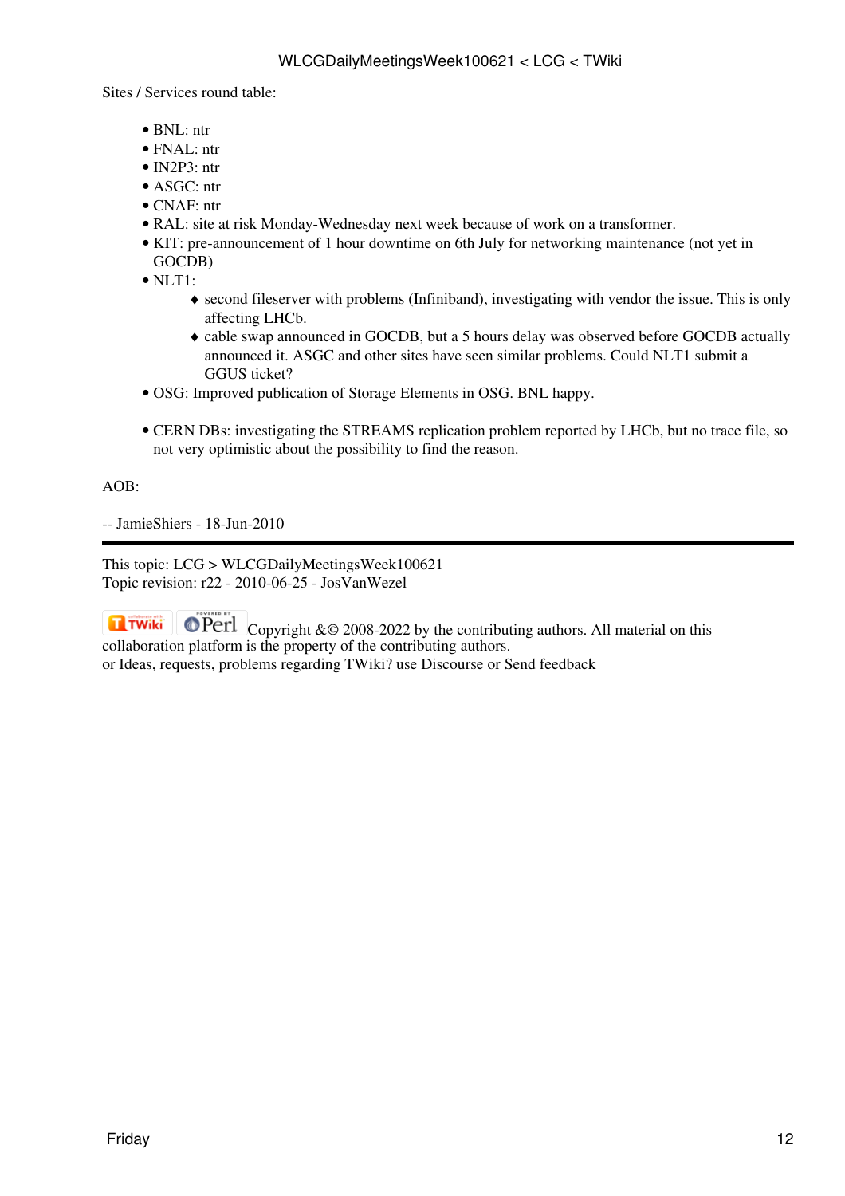Sites / Services round table:

- BNL: ntr
- FNAL: ntr
- IN2P3: ntr
- ASGC: ntr
- CNAF: ntr
- RAL: site at risk Monday-Wednesday next week because of work on a transformer.
- KIT: pre-announcement of 1 hour downtime on 6th July for networking maintenance (not yet in GOCDB)
- NLT1:
  - second fileserver with problems (Infiniband), investigating with vendor the issue. This is only affecting LHCb.
  - cable swap announced in GOCDB, but a 5 hours delay was observed before GOCDB actually announced it. ASGC and other sites have seen similar problems. Could NLT1 submit a GGUS ticket?
- OSG: Improved publication of Storage Elements in OSG. BNL happy.

- CERN DBs: investigating the STREAMS replication problem reported by LHCb, but no trace file, so not very optimistic about the possibility to find the reason.

AOB:

-- JamieShiers - 18-Jun-2010

---

This topic: LCG > WLCGDailyMeetingsWeek100621
Topic revision: r22 - 2010-06-25 - JosVanWezel

Copyright &© 2008-2022 by the contributing authors. All material on this collaboration platform is the property of the contributing authors.
or Ideas, requests, problems regarding TWiki? use Discourse or Send feedback